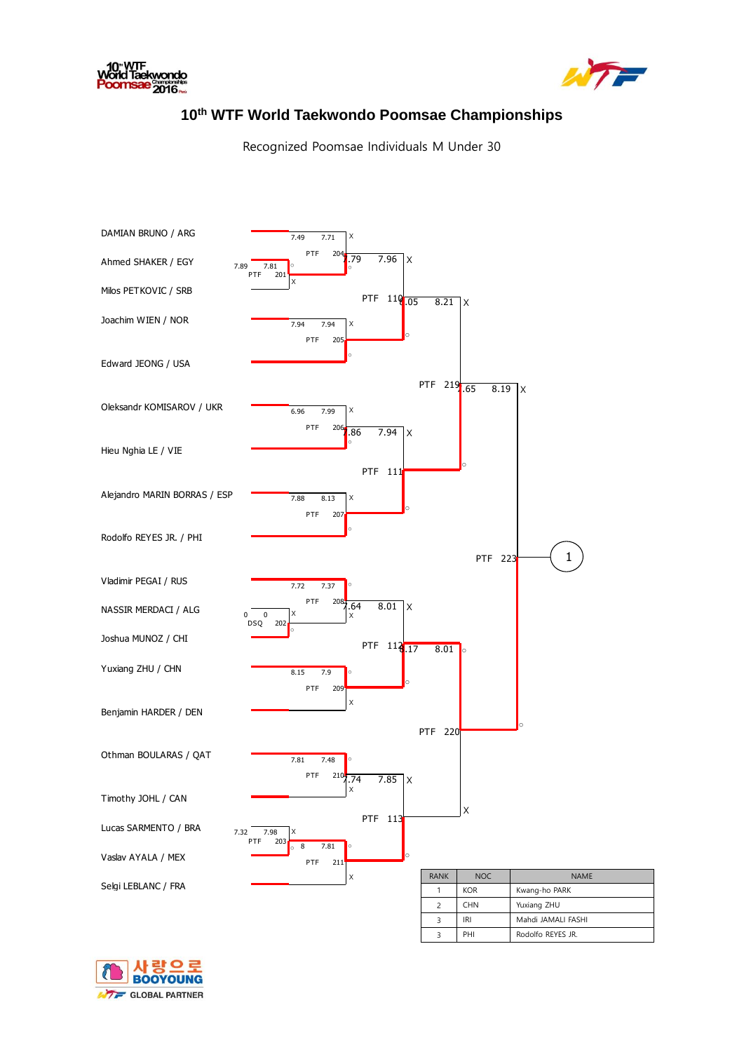# 10th WTF World Taekwondo Poomsae Championships

Recognized Poomsae Individuals M Under 30

DAMIAN BRUNO / ARG

Ahmed SHAKER / EGY

Milos PETKOVIC / SRB

Joachim WIEN / NOR

Edward JEONG / USA

Oleksandr KOMISAROV / UKR

Hieu Nghia LE / VIE

Alejandro MARIN BORRAS / ESP

Rodolfo REYES JR. / PHI

Vladimir PEGAI / RUS

NASSIR MERDACI / ALG

Joshua MUNOZ / CHI

Yuxiang ZHU / CHN

Benjamin HARDER / DEN

Othman BOULARAS / QAT

Timothy JOHL / CAN

Lucas SARMENTO / BRA

Vaslav AYALA / MEX

Selgi LEBLANC / FRA

PTF 201: 7.89, 7.81 (o / X)

PTF 202: 0, 0 DSQ (X / o)

PTF 203: 7.32, 7.98 (X / o)

PTF 204: 7.49, 7.71 (X / o)

PTF 205: 7.94, 7.94 (X / o)

PTF 206: 6.96, 7.99 (X / o)

PTF 207: 7.88, 8.13 (X / o)

PTF 208: 7.72, 7.37 (o / X)

PTF 209: 8.15, 7.9 (o / X)

PTF 210: 7.81, 7.48 (o / X)

PTF 211: 8, 7.81 (o / X)

PTF 110: 7.79, 7.96 (X / o)

PTF 111: 7.86, 7.94 (X / o)

PTF 112: 7.64, 8.01 (X / o)

PTF 113: 7.74, 7.85 (X / o)

PTF 219: 8.05, 8.21 (X / o)

PTF 220: 8.17, 8.01 (o / X)

PTF 221: 7.65, 8.19 (X / o)

PTF 223 → 1

| RANK | NOC | NAME |
|---|---|---|
| 1 | KOR | Kwang-ho PARK |
| 2 | CHN | Yuxiang ZHU |
| 3 | IRI | Mahdi JAMALI FASHI |
| 3 | PHI | Rodolfo REYES JR. |

사랑으로 BOOYOUNG

GLOBAL PARTNER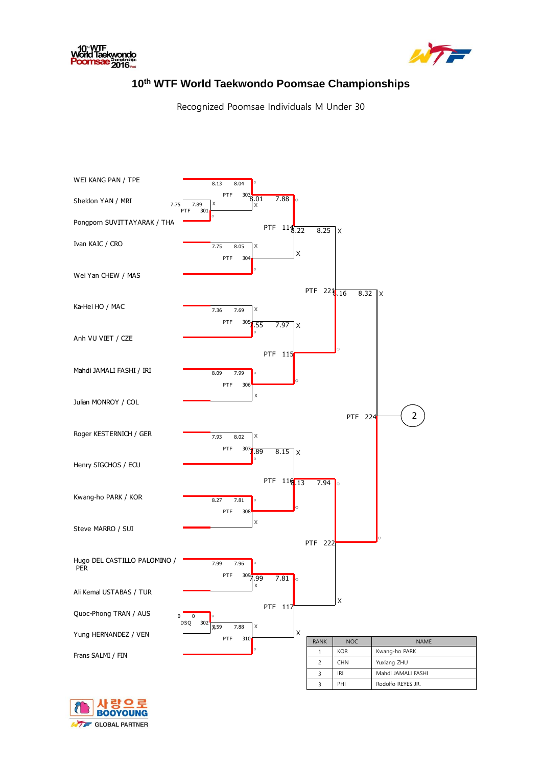# 10th WTF World Taekwondo Poomsae Championships

Recognized Poomsae Individuals M Under 30

WEI KANG PAN / TPE

Sheldon YAN / MRI

Pongporn SUVITTAYARAK / THA

Ivan KAIC / CRO

Wei Yan CHEW / MAS

Ka-Hei HO / MAC

Anh VU VIET / CZE

Mahdi JAMALI FASHI / IRI

Julian MONROY / COL

Roger KESTERNICH / GER

Henry SIGCHOS / ECU

Kwang-ho PARK / KOR

Steve MARRO / SUI

Hugo DEL CASTILLO PALOMINO / PER

Ali Kemal USTABAS / TUR

Quoc-Phong TRAN / AUS

Yung HERNANDEZ / VEN

Frans SALMI / FIN

Round of 32:
- PTF 301: Sheldon YAN / MRI 7.75 (X) vs Pongporn SUVITTAYARAK / THA 7.89 (○)
- PTF 302: Quoc-Phong TRAN / AUS 0 DSQ (X) vs Yung HERNANDEZ / VEN 0 (○)

Round of 16:
- PTF 303: WEI KANG PAN / TPE 8.13 (○) vs Pongporn SUVITTAYARAK / THA 8.04 (X)
- PTF 304: Ivan KAIC / CRO 7.75 (X) vs Wei Yan CHEW / MAS 8.05 (○)
- PTF 305: Ka-Hei HO / MAC 7.36 (X) vs Anh VU VIET / CZE 7.69 (○)
- PTF 306: Mahdi JAMALI FASHI / IRI 8.09 (○) vs Julian MONROY / COL 7.99 (X)
- PTF 307: Roger KESTERNICH / GER 7.93 (X) vs Henry SIGCHOS / ECU 8.02 (○)
- PTF 308: Kwang-ho PARK / KOR 8.27 (○) vs Steve MARRO / SUI 7.81 (X)
- PTF 309: Hugo DEL CASTILLO PALOMINO / PER 7.99 (○) vs Ali Kemal USTABAS / TUR 7.96 (X)
- PTF 310: Yung HERNANDEZ / VEN 7.59 (X) vs Frans SALMI / FIN 7.88 (○)

Quarterfinals:
- PTF 114: WEI KANG PAN / TPE 8.01 (X) vs Wei Yan CHEW / MAS 7.88 (○)
- PTF 115: Anh VU VIET / CZE 7.55 (X) vs Mahdi JAMALI FASHI / IRI 7.97 (○)
- PTF 116: Henry SIGCHOS / ECU 7.89 (X) vs Kwang-ho PARK / KOR 8.15 (○)
- PTF 117: Hugo DEL CASTILLO PALOMINO / PER 7.99 (○) vs Frans SALMI / FIN 7.81 (X)

Semifinals:
- PTF 221: Wei Yan CHEW / MAS 8.22 (X) vs Mahdi JAMALI FASHI / IRI 8.25 (○)
- PTF 222: Kwang-ho PARK / KOR 8.13 (○) vs Hugo DEL CASTILLO PALOMINO / PER 7.94 (X)

Final:
- PTF 224: Mahdi JAMALI FASHI / IRI 8.16 (X) vs Kwang-ho PARK / KOR 8.32 (○)

2

| RANK | NOC | NAME |
|---|---|---|
| 1 | KOR | Kwang-ho PARK |
| 2 | CHN | Yuxiang ZHU |
| 3 | IRI | Mahdi JAMALI FASHI |
| 3 | PHI | Rodolfo REYES JR. |

사랑으로 BOOYOUNG
WTF GLOBAL PARTNER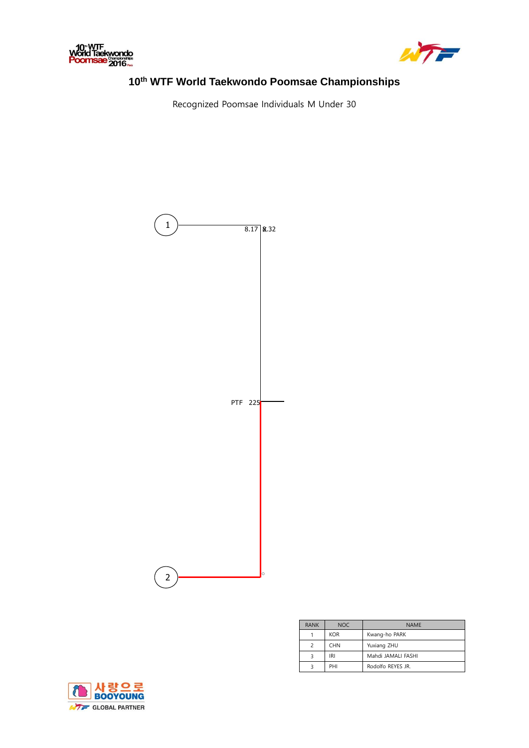# 10th WTF World Taekwondo Poomsae Championships

Recognized Poomsae Individuals M Under 30

1

8.17 8.32

PTF 225

2

0

| RANK | NOC | NAME |
|---|---|---|
| 1 | KOR | Kwang-ho PARK |
| 2 | CHN | Yuxiang ZHU |
| 3 | IRI | Mahdi JAMALI FASHI |
| 3 | PHI | Rodolfo REYES JR. |